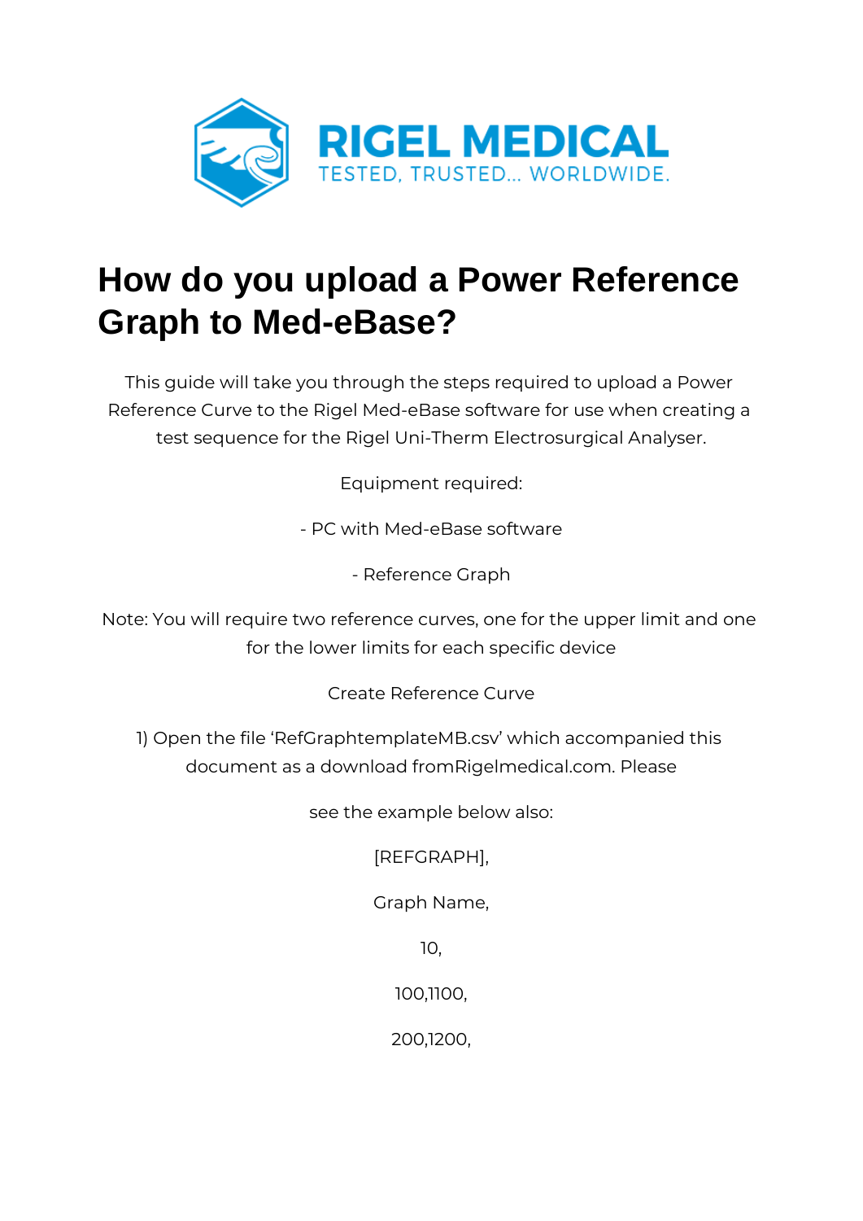RIGEL MEDICAL

TESTED, TRUSTED... WORLDWIDE.

# How do you upload a Power Reference Graph to Med-eBase?

This guide will take you through the steps required to upload a Power Reference Curve to the Rigel Med-eBase software for use when creating a test sequence for the Rigel Uni-Therm Electrosurgical Analyser.

Equipment required:

- PC with Med-eBase software

- Reference Graph

Note: You will require two reference curves, one for the upper limit and one for the lower limits for each specific device

Create Reference Curve

1) Open the file 'RefGraphtemplateMB.csv' which accompanied this document as a download fromRigelmedical.com. Please

see the example below also:

```
[REFGRAPH],

Graph Name,

10,

100,1100,

200,1200,
```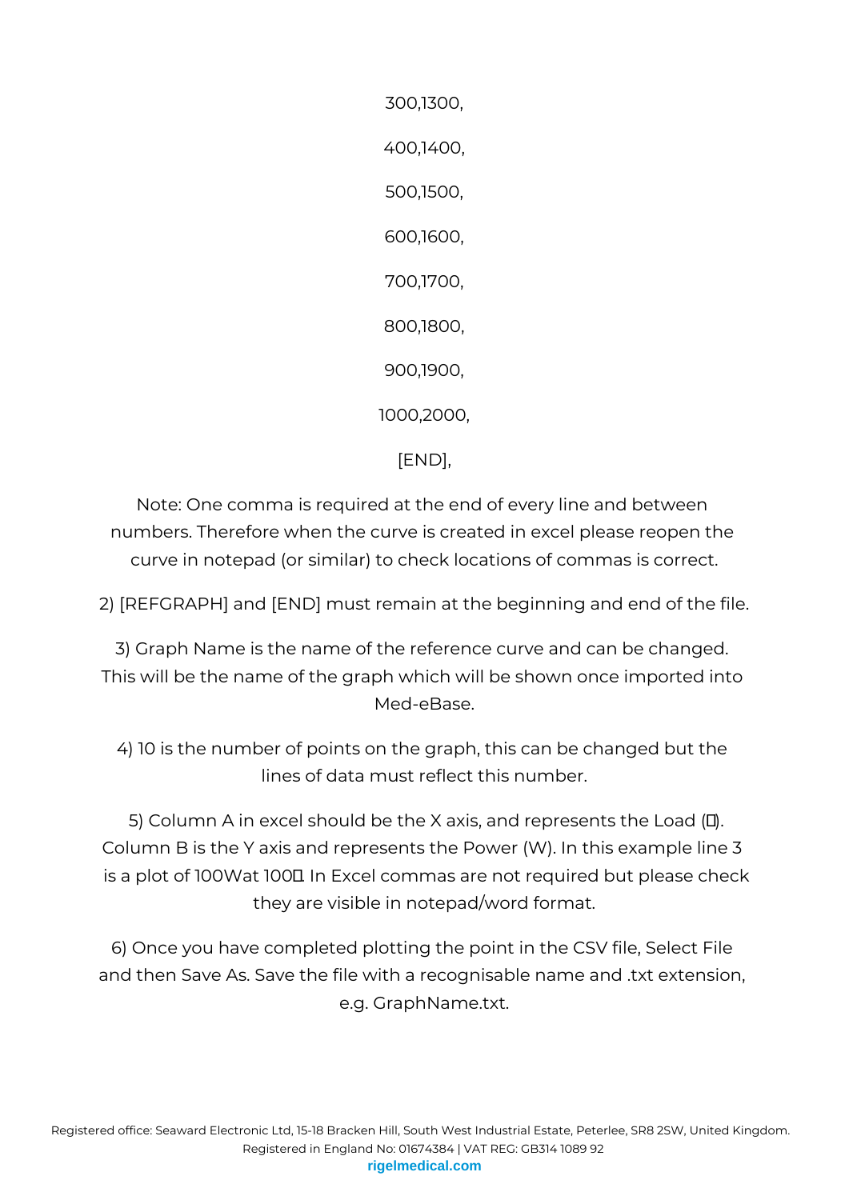300,1300,

400,1400,

500,1500,

600,1600,

700,1700,

800,1800,

900,1900,

1000,2000,

[END],

Note: One comma is required at the end of every line and between numbers. Therefore when the curve is created in excel please reopen the curve in notepad (or similar) to check locations of commas is correct.

2) [REFGRAPH] and [END] must remain at the beginning and end of the file.

3) Graph Name is the name of the reference curve and can be changed. This will be the name of the graph which will be shown once imported into Med-eBase.

4) 10 is the number of points on the graph, this can be changed but the lines of data must reflect this number.

5) Column A in excel should be the X axis, and represents the Load (Ω). Column B is the Y axis and represents the Power (W). In this example line 3 is a plot of 100Wat 100Ω. In Excel commas are not required but please check they are visible in notepad/word format.

6) Once you have completed plotting the point in the CSV file, Select File and then Save As. Save the file with a recognisable name and .txt extension, e.g. GraphName.txt.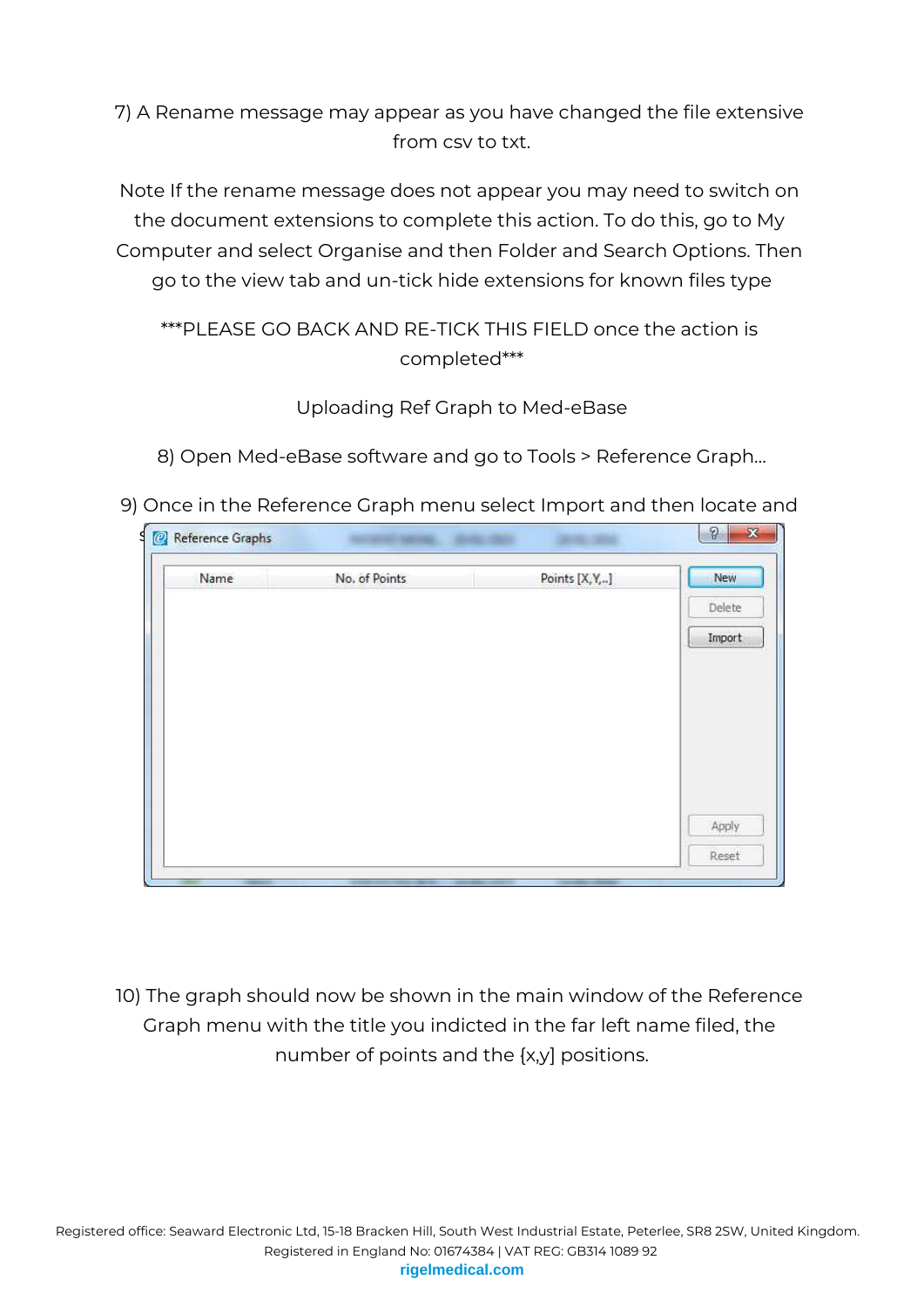7) A Rename message may appear as you have changed the file extensive from csv to txt.

Note If the rename message does not appear you may need to switch on the document extensions to complete this action. To do this, go to My Computer and select Organise and then Folder and Search Options. Then go to the view tab and un-tick hide extensions for known files type

***PLEASE GO BACK AND RE-TICK THIS FIELD once the action is completed***

Uploading Ref Graph to Med-eBase

8) Open Med-eBase software and go to Tools > Reference Graph...

9) Once in the Reference Graph menu select Import and then locate and s

Reference Graphs

| Name | No. of Points | Points [X,Y,..] |
|---|---|---|

New

Delete

Import

Apply

Reset

10) The graph should now be shown in the main window of the Reference Graph menu with the title you indicted in the far left name filed, the number of points and the {x,y] positions.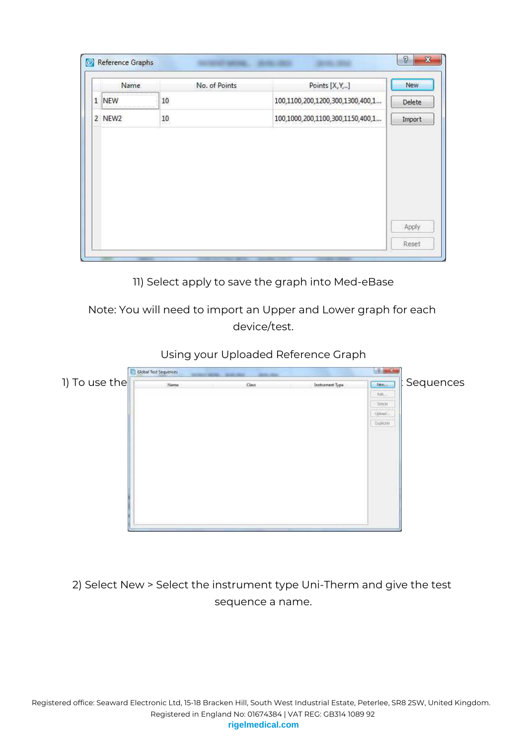11) Select apply to save the graph into Med-eBase

Note: You will need to import an Upper and Lower graph for each device/test.

Using your Uploaded Reference Graph

1) To use the ... Sequences

2) Select New > Select the instrument type Uni-Therm and give the test sequence a name.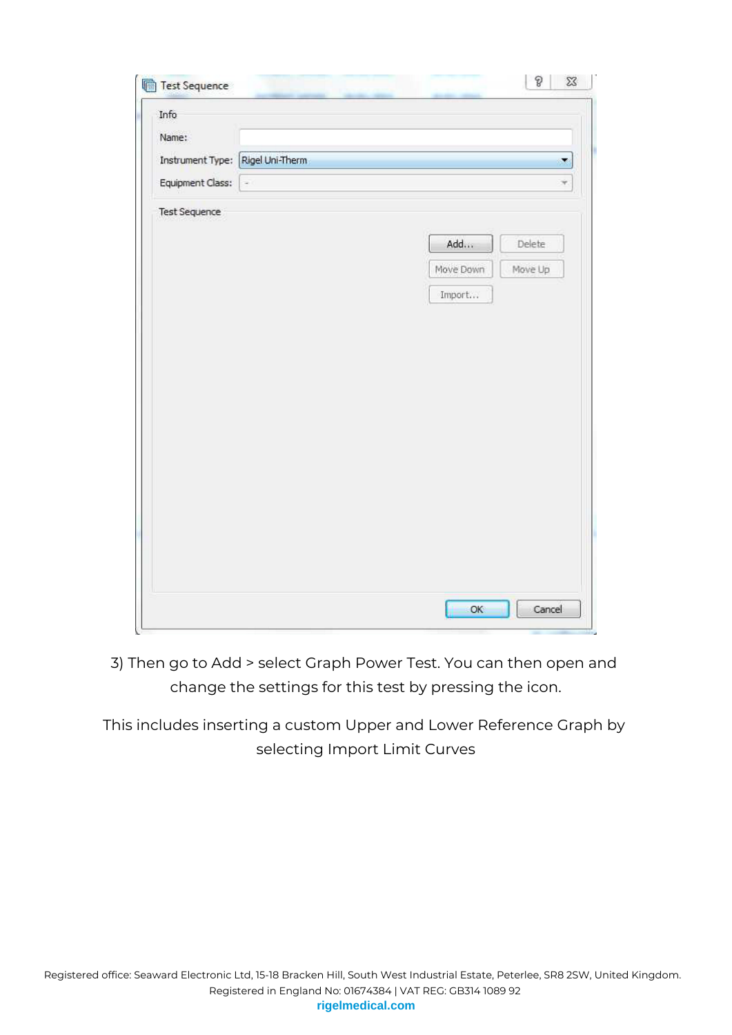3) Then go to Add > select Graph Power Test. You can then open and change the settings for this test by pressing the icon.

This includes inserting a custom Upper and Lower Reference Graph by selecting Import Limit Curves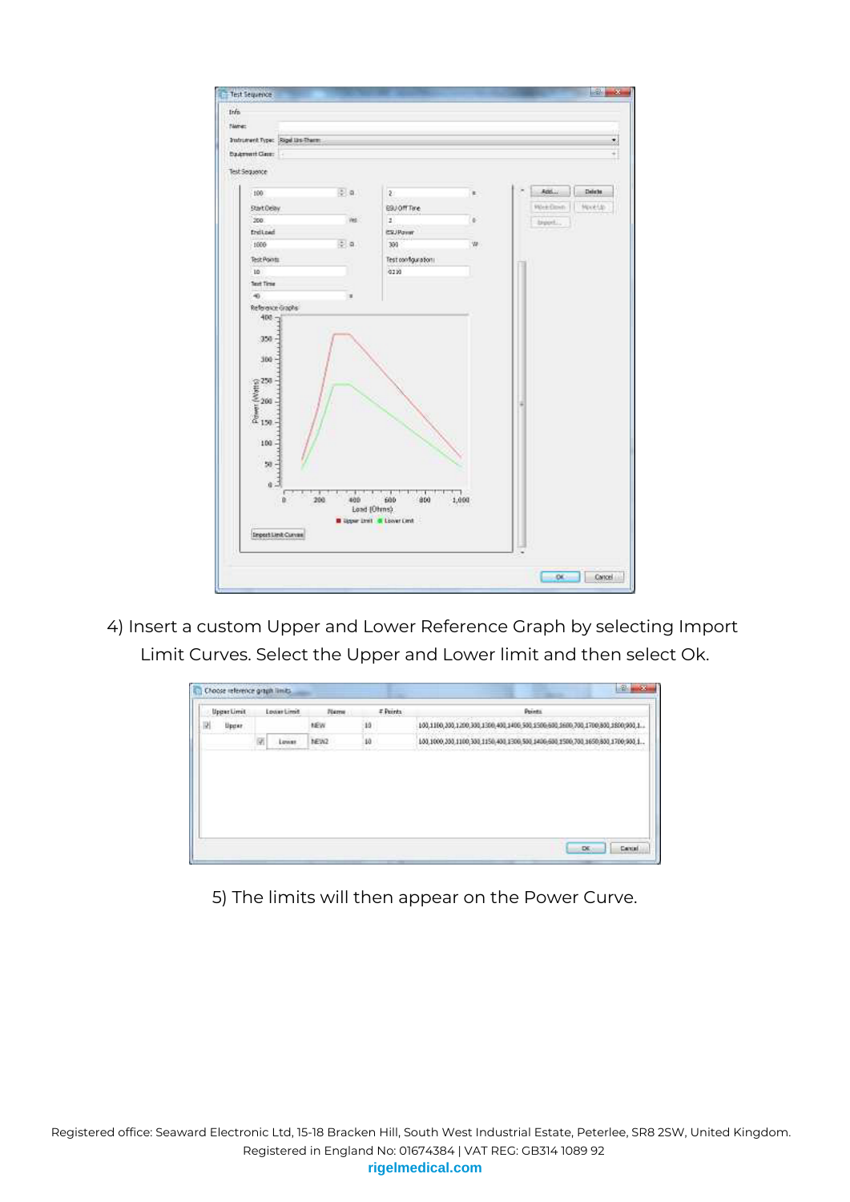4) Insert a custom Upper and Lower Reference Graph by selecting Import Limit Curves. Select the Upper and Lower limit and then select Ok.

5) The limits will then appear on the Power Curve.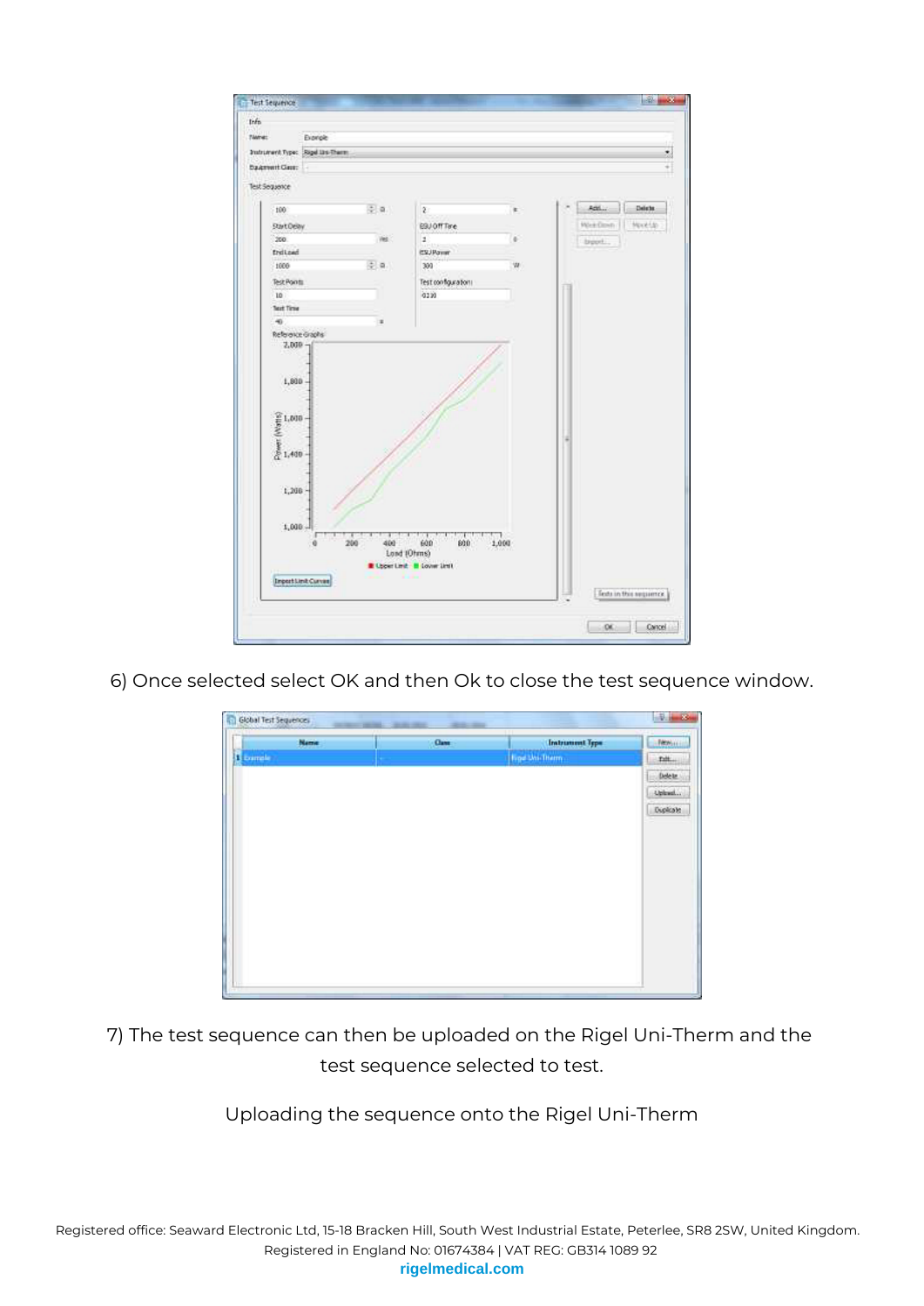6) Once selected select OK and then Ok to close the test sequence window.

7) The test sequence can then be uploaded on the Rigel Uni-Therm and the test sequence selected to test.

Uploading the sequence onto the Rigel Uni-Therm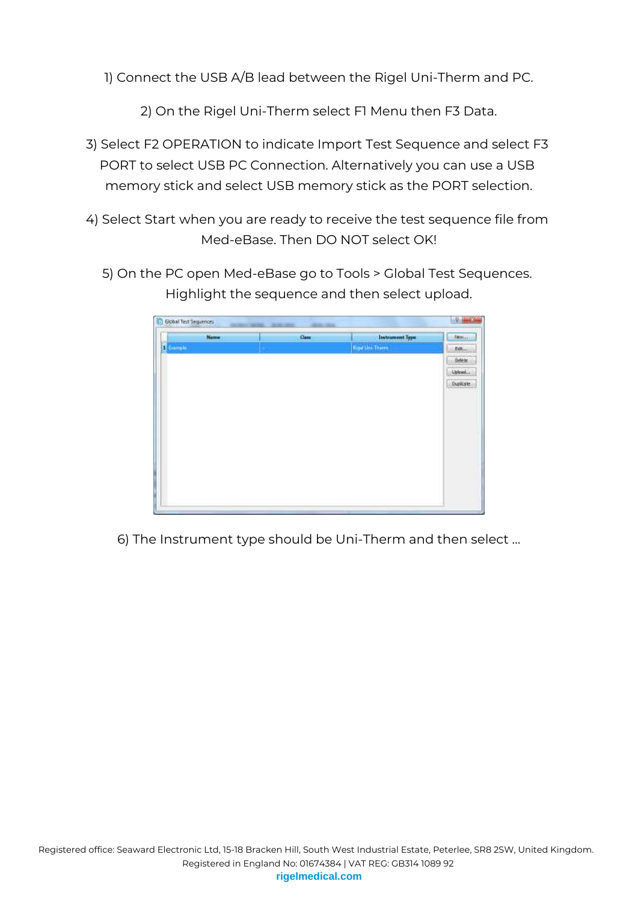1) Connect the USB A/B lead between the Rigel Uni-Therm and PC.

2) On the Rigel Uni-Therm select F1 Menu then F3 Data.

3) Select F2 OPERATION to indicate Import Test Sequence and select F3 PORT to select USB PC Connection. Alternatively you can use a USB memory stick and select USB memory stick as the PORT selection.

4) Select Start when you are ready to receive the test sequence file from Med-eBase. Then DO NOT select OK!

5) On the PC open Med-eBase go to Tools > Global Test Sequences. Highlight the sequence and then select upload.

6) The Instrument type should be Uni-Therm and then select ...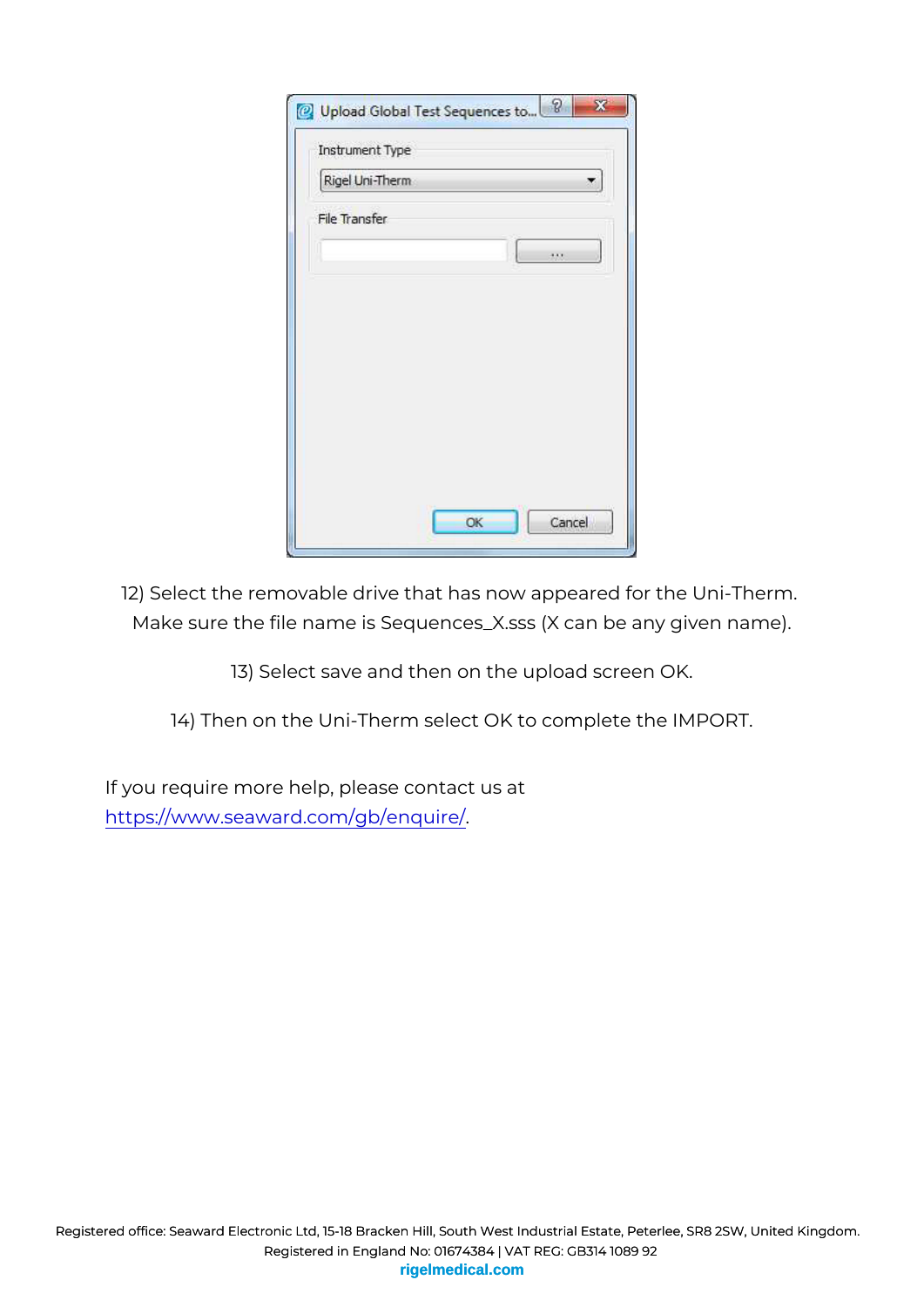12) Select the removable drive that has now appeared for the Uni-Therm. Make sure the file name is Sequences_X.sss (X can be any given name).

13) Select save and then on the upload screen OK.

14) Then on the Uni-Therm select OK to complete the IMPORT.

If you require more help, please contact us at [https://www.seaward.com/gb/enquire/](https://www.seaward.com/gb/enquire/).

Registered office: Seaward Electronic Ltd, 15-18 Bracken Hill, South West Industrial Estate, Peterlee, SR8 2SW, United Kingdom.
Registered in England No: 01674384 | VAT REG: GB314 1089 92
**rigelmedical.com**